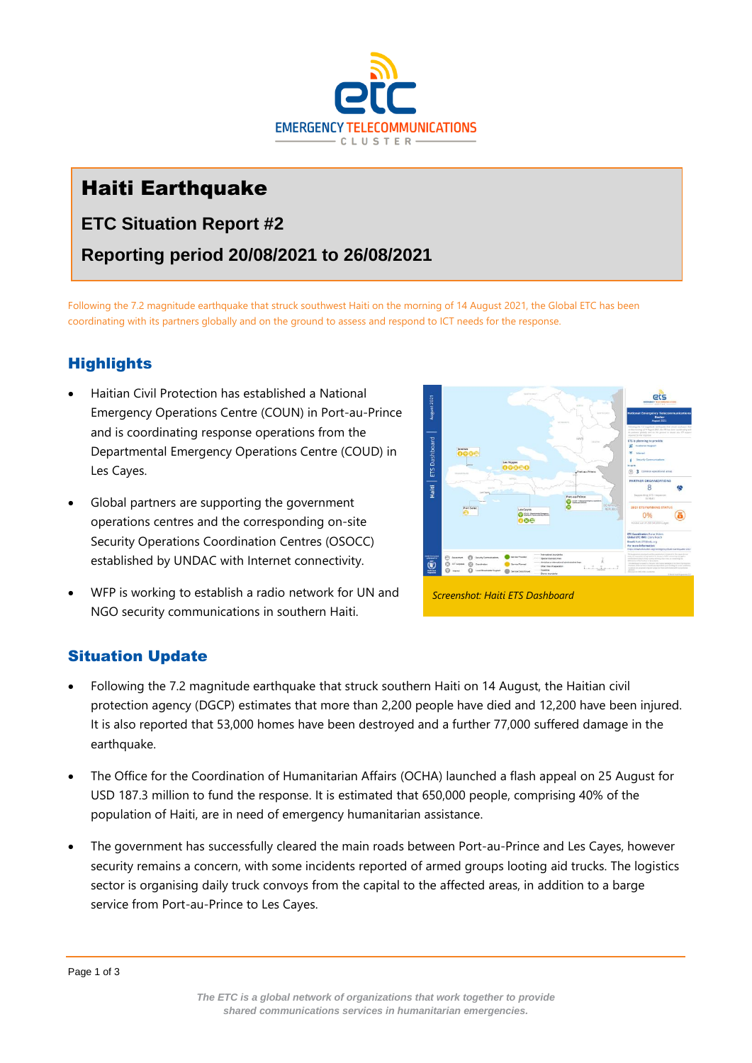# Haiti Earthquake

## ETC Situation Report #2

## Reporting period 20/08/2021 to 26/08/2021

Following the 7.2 magnitude earthquake that struck southwest Haiti on the morning of 14 August 2021, the Global ETC has been coordinating with its partners globally and on the ground to assess and respond to ICT needs for the response.

## Highlights

- Haitian Civil Protection has established a National Emergency Operations Centre (COUN) in Port-au-Prince and is coordinating response operations from the Departmental Emergency Operations Centre (COUD) in Les Cayes.
- Global partners are supporting the government operations centres and the corresponding on-site Security Operations Coordination Centres (OSOCC) established by UNDAC with Internet connectivity.
- WFP is working to establish a radio network for UN and NGO security communications in southern Haiti.

*Screenshot: Haiti ETS Dashboard*

## Situation Update

- Following the 7.2 magnitude earthquake that struck southern Haiti on 14 August, the Haitian civil protection agency (DGCP) estimates that more than 2,200 people have died and 12,200 have been injured. It is also reported that 53,000 homes have been destroyed and a further 77,000 suffered damage in the earthquake.
- The Office for the Coordination of Humanitarian Affairs (OCHA) launched a flash appeal on 25 August for USD 187.3 million to fund the response. It is estimated that 650,000 people, comprising 40% of the population of Haiti, are in need of emergency humanitarian assistance.
- The government has successfully cleared the main roads between Port-au-Prince and Les Cayes, however security remains a concern, with some incidents reported of armed groups looting aid trucks. The logistics sector is organising daily truck convoys from the capital to the affected areas, in addition to a barge service from Port-au-Prince to Les Cayes.

*The ETC is a global network of organizations that work together to provide shared communications services in humanitarian emergencies.*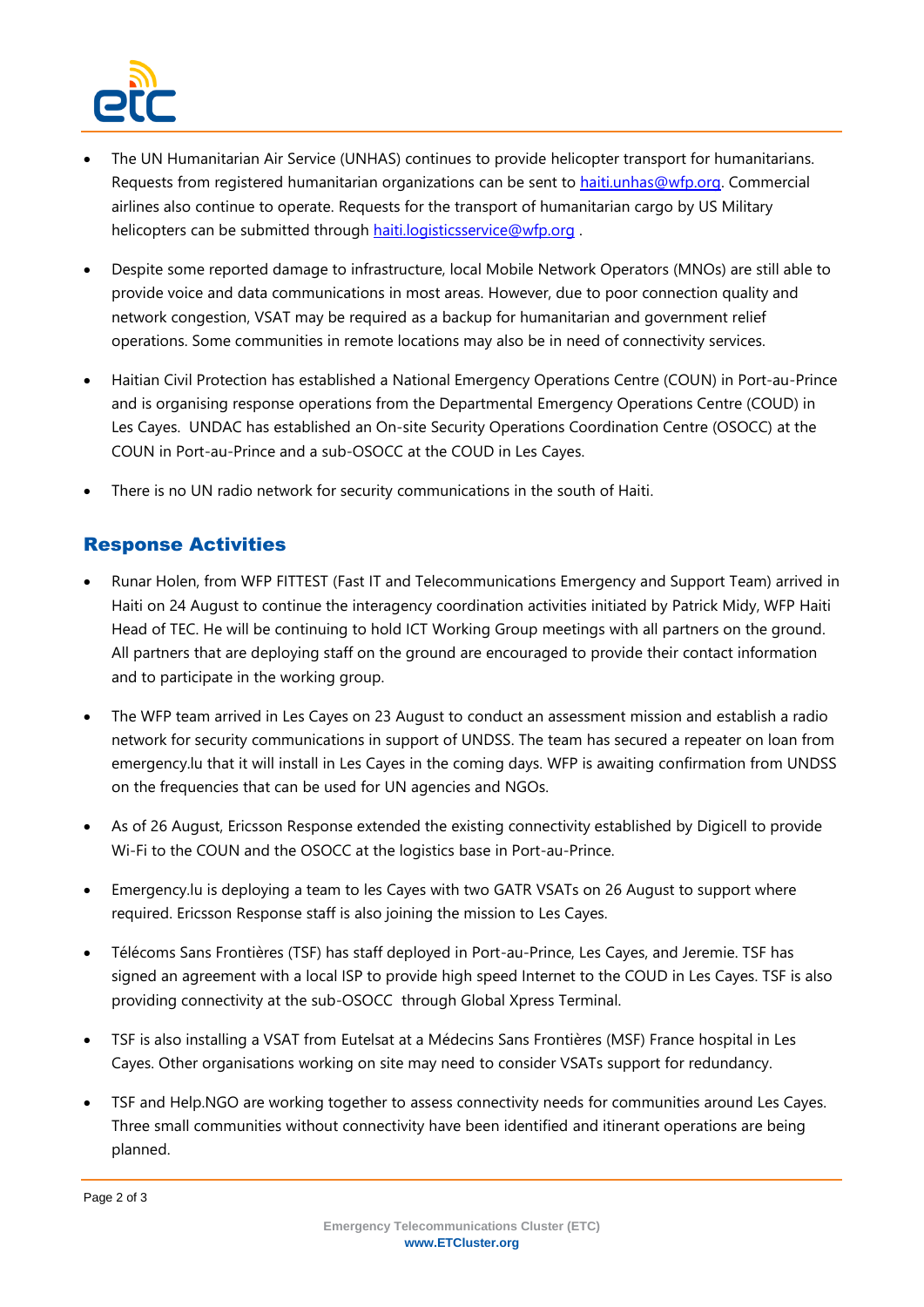- The UN Humanitarian Air Service (UNHAS) continues to provide helicopter transport for humanitarians. Requests from registered humanitarian organizations can be sent to haiti.unhas@wfp.org. Commercial airlines also continue to operate. Requests for the transport of humanitarian cargo by US Military helicopters can be submitted through haiti.logisticsservice@wfp.org .

- Despite some reported damage to infrastructure, local Mobile Network Operators (MNOs) are still able to provide voice and data communications in most areas. However, due to poor connection quality and network congestion, VSAT may be required as a backup for humanitarian and government relief operations. Some communities in remote locations may also be in need of connectivity services.

- Haitian Civil Protection has established a National Emergency Operations Centre (COUN) in Port-au-Prince and is organising response operations from the Departmental Emergency Operations Centre (COUD) in Les Cayes. UNDAC has established an On-site Security Operations Coordination Centre (OSOCC) at the COUN in Port-au-Prince and a sub-OSOCC at the COUD in Les Cayes.

- There is no UN radio network for security communications in the south of Haiti.

## Response Activities

- Runar Holen, from WFP FITTEST (Fast IT and Telecommunications Emergency and Support Team) arrived in Haiti on 24 August to continue the interagency coordination activities initiated by Patrick Midy, WFP Haiti Head of TEC. He will be continuing to hold ICT Working Group meetings with all partners on the ground. All partners that are deploying staff on the ground are encouraged to provide their contact information and to participate in the working group.

- The WFP team arrived in Les Cayes on 23 August to conduct an assessment mission and establish a radio network for security communications in support of UNDSS. The team has secured a repeater on loan from emergency.lu that it will install in Les Cayes in the coming days. WFP is awaiting confirmation from UNDSS on the frequencies that can be used for UN agencies and NGOs.

- As of 26 August, Ericsson Response extended the existing connectivity established by Digicell to provide Wi-Fi to the COUN and the OSOCC at the logistics base in Port-au-Prince.

- Emergency.lu is deploying a team to les Cayes with two GATR VSATs on 26 August to support where required. Ericsson Response staff is also joining the mission to Les Cayes.

- Télécoms Sans Frontières (TSF) has staff deployed in Port-au-Prince, Les Cayes, and Jeremie. TSF has signed an agreement with a local ISP to provide high speed Internet to the COUD in Les Cayes. TSF is also providing connectivity at the sub-OSOCC through Global Xpress Terminal.

- TSF is also installing a VSAT from Eutelsat at a Médecins Sans Frontières (MSF) France hospital in Les Cayes. Other organisations working on site may need to consider VSATs support for redundancy.

- TSF and Help.NGO are working together to assess connectivity needs for communities around Les Cayes. Three small communities without connectivity have been identified and itinerant operations are being planned.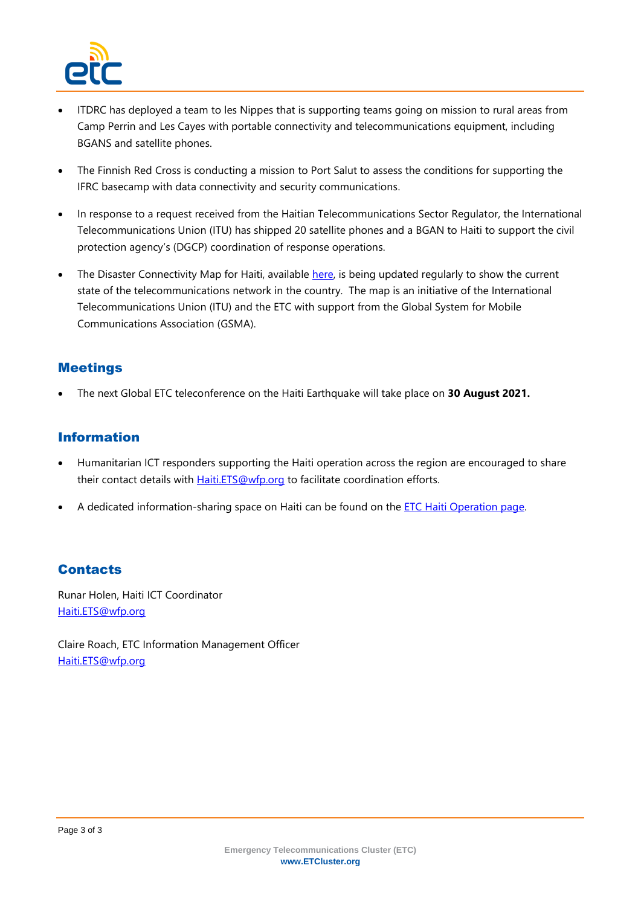- ITDRC has deployed a team to les Nippes that is supporting teams going on mission to rural areas from Camp Perrin and Les Cayes with portable connectivity and telecommunications equipment, including BGANS and satellite phones.
- The Finnish Red Cross is conducting a mission to Port Salut to assess the conditions for supporting the IFRC basecamp with data connectivity and security communications.
- In response to a request received from the Haitian Telecommunications Sector Regulator, the International Telecommunications Union (ITU) has shipped 20 satellite phones and a BGAN to Haiti to support the civil protection agency's (DGCP) coordination of response operations.
- The Disaster Connectivity Map for Haiti, available here, is being updated regularly to show the current state of the telecommunications network in the country. The map is an initiative of the International Telecommunications Union (ITU) and the ETC with support from the Global System for Mobile Communications Association (GSMA).

## Meetings

- The next Global ETC teleconference on the Haiti Earthquake will take place on **30 August 2021.**

## Information

- Humanitarian ICT responders supporting the Haiti operation across the region are encouraged to share their contact details with Haiti.ETS@wfp.org to facilitate coordination efforts.
- A dedicated information-sharing space on Haiti can be found on the ETC Haiti Operation page.

## Contacts

Runar Holen, Haiti ICT Coordinator
Haiti.ETS@wfp.org

Claire Roach, ETC Information Management Officer
Haiti.ETS@wfp.org